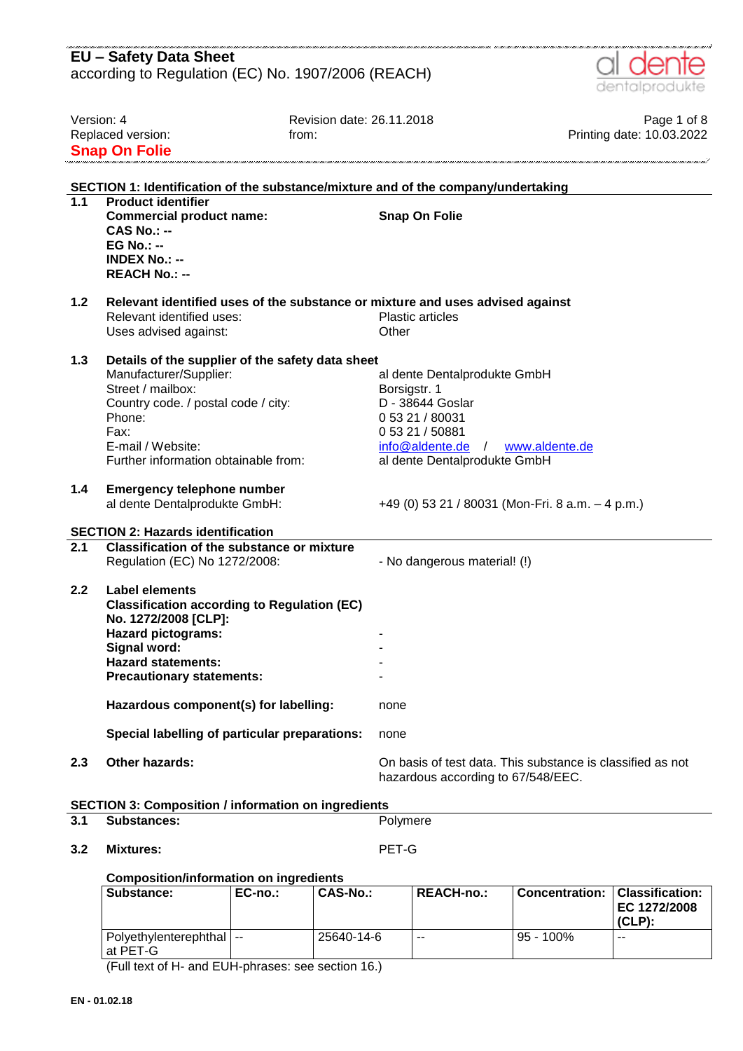# EU – Safety Data Sheet
according to Regulation (EC) No. 1907/2006 (REACH)

Version: 4
Replaced version:
Revision date: 26.11.2018
from:
Printing date: 10.03.2022

**Snap On Folie**

## SECTION 1: Identification of the substance/mixture and of the company/undertaking

**1.1 Product identifier**

**Commercial product name:** **Snap On Folie**
**CAS No.: --**
**EG No.: --**
**INDEX No.: --**
**REACH No.: --**

**1.2 Relevant identified uses of the substance or mixture and uses advised against**

Relevant identified uses: Plastic articles
Uses advised against: Other

**1.3 Details of the supplier of the safety data sheet**

Manufacturer/Supplier: al dente Dentalprodukte GmbH
Street / mailbox: Borsigstr. 1
Country code. / postal code / city: D - 38644 Goslar
Phone: 0 53 21 / 80031
Fax: 0 53 21 / 50881
E-mail / Website: info@aldente.de / www.aldente.de
Further information obtainable from: al dente Dentalprodukte GmbH

**1.4 Emergency telephone number**

al dente Dentalprodukte GmbH: +49 (0) 53 21 / 80031 (Mon-Fri. 8 a.m. – 4 p.m.)

## SECTION 2: Hazards identification

**2.1 Classification of the substance or mixture**

Regulation (EC) No 1272/2008: - No dangerous material! (!)

**2.2 Label elements**

**Classification according to Regulation (EC) No. 1272/2008 [CLP]:**
**Hazard pictograms:** -
**Signal word:** -
**Hazard statements:** -
**Precautionary statements:** -

**Hazardous component(s) for labelling:** none

**Special labelling of particular preparations:** none

**2.3 Other hazards:** On basis of test data. This substance is classified as not hazardous according to 67/548/EEC.

## SECTION 3: Composition / information on ingredients

**3.1 Substances:** Polymere

**3.2 Mixtures:** PET-G

**Composition/information on ingredients**

| Substance: | EC-no.: | CAS-No.: | REACH-no.: | Concentration: | Classification: EC 1272/2008 (CLP): |
|---|---|---|---|---|---|
| Polyethylenterephthalat PET-G | -- | 25640-14-6 | -- | 95 - 100% | -- |

(Full text of H- and EUH-phrases: see section 16.)

EN - 01.02.18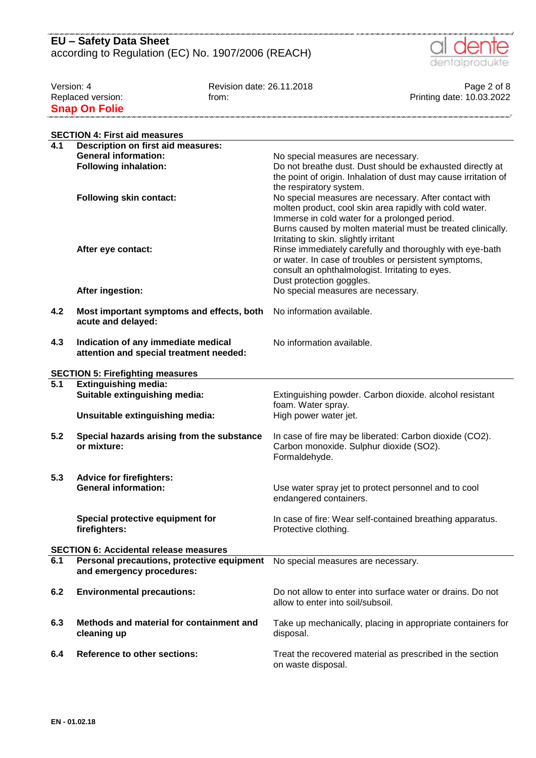## SECTION 4: First aid measures

| | | |
|---|---|---|
| **4.1** | **Description on first aid measures:** | |
| | **General information:** | No special measures are necessary. |
| | **Following inhalation:** | Do not breathe dust. Dust should be exhausted directly at the point of origin. Inhalation of dust may cause irritation of the respiratory system. |
| | **Following skin contact:** | No special measures are necessary. After contact with molten product, cool skin area rapidly with cold water. Immerse in cold water for a prolonged period. Burns caused by molten material must be treated clinically. Irritating to skin. slightly irritant |
| | **After eye contact:** | Rinse immediately carefully and thoroughly with eye-bath or water. In case of troubles or persistent symptoms, consult an ophthalmologist. Irritating to eyes. Dust protection goggles. |
| | **After ingestion:** | No special measures are necessary. |
| **4.2** | **Most important symptoms and effects, both acute and delayed:** | No information available. |
| **4.3** | **Indication of any immediate medical attention and special treatment needed:** | No information available. |

## SECTION 5: Firefighting measures

| | | |
|---|---|---|
| **5.1** | **Extinguishing media:** | |
| | **Suitable extinguishing media:** | Extinguishing powder. Carbon dioxide. alcohol resistant foam. Water spray. |
| | **Unsuitable extinguishing media:** | High power water jet. |
| **5.2** | **Special hazards arising from the substance or mixture:** | In case of fire may be liberated: Carbon dioxide ($CO_2$). Carbon monoxide. Sulphur dioxide ($SO_2$). Formaldehyde. |
| **5.3** | **Advice for firefighters:** | |
| | **General information:** | Use water spray jet to protect personnel and to cool endangered containers. |
| | **Special protective equipment for firefighters:** | In case of fire: Wear self-contained breathing apparatus. Protective clothing. |

## SECTION 6: Accidental release measures

| | | |
|---|---|---|
| **6.1** | **Personal precautions, protective equipment and emergency procedures:** | No special measures are necessary. |
| **6.2** | **Environmental precautions:** | Do not allow to enter into surface water or drains. Do not allow to enter into soil/subsoil. |
| **6.3** | **Methods and material for containment and cleaning up** | Take up mechanically, placing in appropriate containers for disposal. |
| **6.4** | **Reference to other sections:** | Treat the recovered material as prescribed in the section on waste disposal. |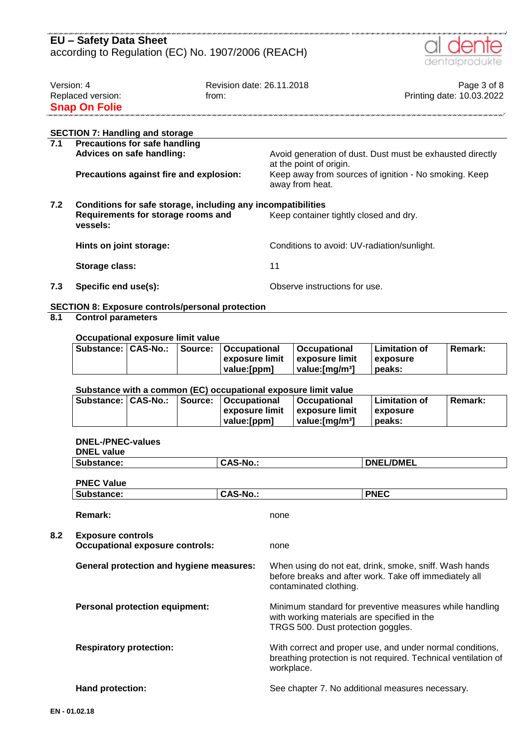## SECTION 7: Handling and storage

**7.1 Precautions for safe handling**

**Advices on safe handling:** Avoid generation of dust. Dust must be exhausted directly at the point of origin.

**Precautions against fire and explosion:** Keep away from sources of ignition - No smoking. Keep away from heat.

**7.2 Conditions for safe storage, including any incompatibilities**

**Requirements for storage rooms and vessels:** Keep container tightly closed and dry.

**Hints on joint storage:** Conditions to avoid: UV-radiation/sunlight.

**Storage class:** 11

**7.3 Specific end use(s):** Observe instructions for use.

## SECTION 8: Exposure controls/personal protection

**8.1 Control parameters**

**Occupational exposure limit value**

| Substance: | CAS-No.: | Source: | Occupational exposure limit value:[ppm] | Occupational exposure limit value:[mg/m³] | Limitation of exposure peaks: | Remark: |
|---|---|---|---|---|---|---|

**Substance with a common (EC) occupational exposure limit value**

| Substance: | CAS-No.: | Source: | Occupational exposure limit value:[ppm] | Occupational exposure limit value:[mg/m³] | Limitation of exposure peaks: | Remark: |
|---|---|---|---|---|---|---|

**DNEL-/PNEC-values**

**DNEL value**

| Substance: | CAS-No.: | DNEL/DMEL |
|---|---|---|

**PNEC Value**

| Substance: | CAS-No.: | PNEC |
|---|---|---|

**Remark:** none

**8.2 Exposure controls**

**Occupational exposure controls:** none

**General protection and hygiene measures:** When using do not eat, drink, smoke, sniff. Wash hands before breaks and after work. Take off immediately all contaminated clothing.

**Personal protection equipment:** Minimum standard for preventive measures while handling with working materials are specified in the TRGS 500. Dust protection goggles.

**Respiratory protection:** With correct and proper use, and under normal conditions, breathing protection is not required. Technical ventilation of workplace.

**Hand protection:** See chapter 7. No additional measures necessary.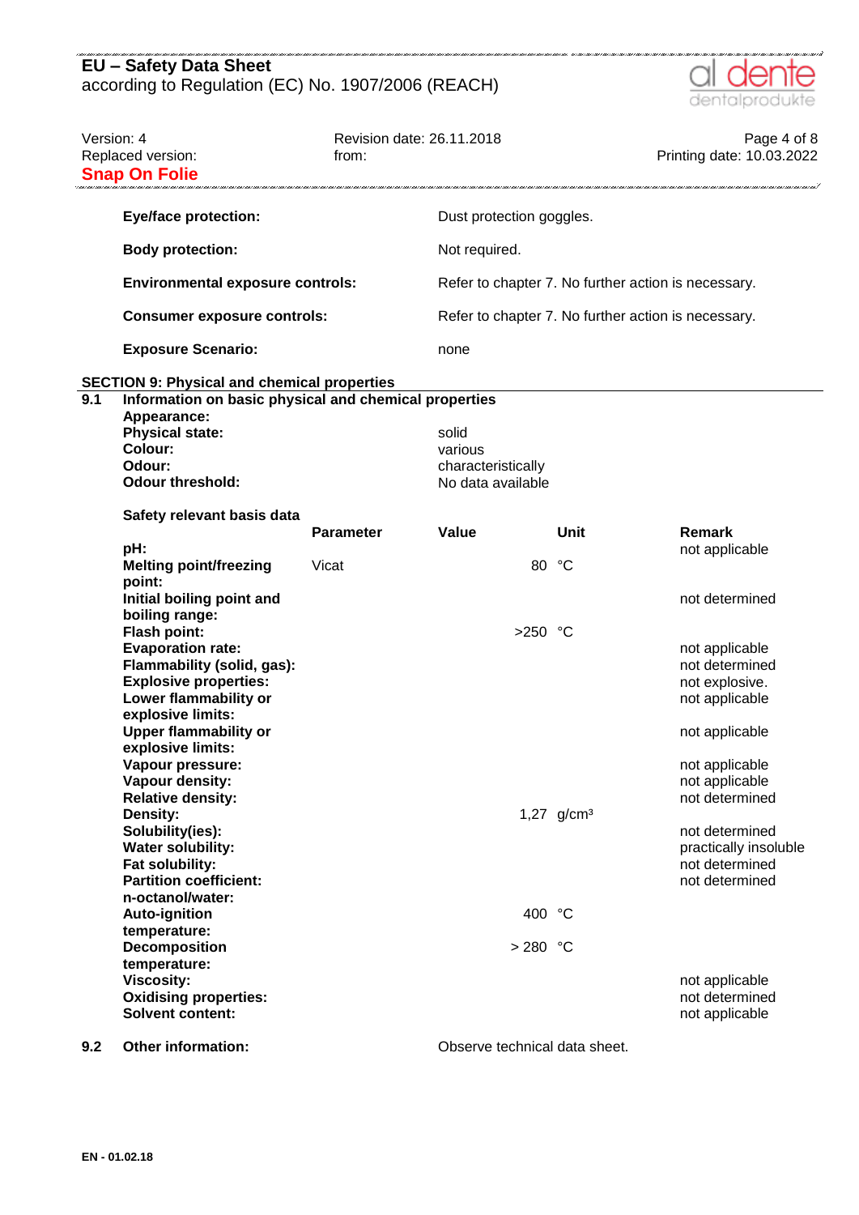| | |
|---|---|
| **Eye/face protection:** | Dust protection goggles. |
| **Body protection:** | Not required. |
| **Environmental exposure controls:** | Refer to chapter 7. No further action is necessary. |
| **Consumer exposure controls:** | Refer to chapter 7. No further action is necessary. |
| **Exposure Scenario:** | none |

## SECTION 9: Physical and chemical properties

### 9.1 Information on basic physical and chemical properties

**Appearance:**

| | |
|---|---|
| **Physical state:** | solid |
| **Colour:** | various |
| **Odour:** | characteristically |
| **Odour threshold:** | No data available |

**Safety relevant basis data**

| | Parameter | Value | Unit | Remark |
|---|---|---|---|---|
| **pH:** | | | | not applicable |
| **Melting point/freezing point:** | Vicat | 80 | °C | |
| **Initial boiling point and boiling range:** | | | | not determined |
| **Flash point:** | | >250 | °C | |
| **Evaporation rate:** | | | | not applicable |
| **Flammability (solid, gas):** | | | | not determined |
| **Explosive properties:** | | | | not explosive. |
| **Lower flammability or explosive limits:** | | | | not applicable |
| **Upper flammability or explosive limits:** | | | | not applicable |
| **Vapour pressure:** | | | | not applicable |
| **Vapour density:** | | | | not applicable |
| **Relative density:** | | | | not determined |
| **Density:** | | 1,27 | g/cm³ | |
| **Solubility(ies):** | | | | not determined |
| **Water solubility:** | | | | practically insoluble |
| **Fat solubility:** | | | | not determined |
| **Partition coefficient: n-octanol/water:** | | | | not determined |
| **Auto-ignition temperature:** | | 400 | °C | |
| **Decomposition temperature:** | | > 280 | °C | |
| **Viscosity:** | | | | not applicable |
| **Oxidising properties:** | | | | not determined |
| **Solvent content:** | | | | not applicable |

### 9.2 Other information:

Observe technical data sheet.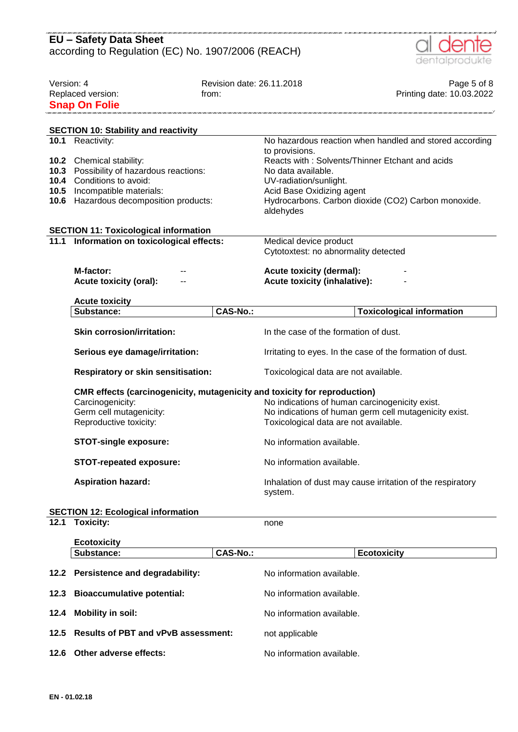## SECTION 10: Stability and reactivity

| | | |
|---|---|---|
| **10.1** | Reactivity: | No hazardous reaction when handled and stored according to provisions. |
| **10.2** | Chemical stability: | Reacts with : Solvents/Thinner Etchant and acids |
| **10.3** | Possibility of hazardous reactions: | No data available. |
| **10.4** | Conditions to avoid: | UV-radiation/sunlight. |
| **10.5** | Incompatible materials: | Acid Base Oxidizing agent |
| **10.6** | Hazardous decomposition products: | Hydrocarbons. Carbon dioxide ($CO_2$) Carbon monoxide. aldehydes |

## SECTION 11: Toxicological information

**11.1 Information on toxicological effects:** Medical device product
Cytotoxtest: no abnormality detected

**M-factor:** --
**Acute toxicity (oral):** --
**Acute toxicity (dermal):** -
**Acute toxicity (inhalative):** -

**Acute toxicity**

| Substance: | CAS-No.: | Toxicological information |
|---|---|---|

**Skin corrosion/irritation:** In the case of the formation of dust.

**Serious eye damage/irritation:** Irritating to eyes. In the case of the formation of dust.

**Respiratory or skin sensitisation:** Toxicological data are not available.

**CMR effects (carcinogenicity, mutagenicity and toxicity for reproduction)**

Carcinogenicity: No indications of human carcinogenicity exist.
Germ cell mutagenicity: No indications of human germ cell mutagenicity exist.
Reproductive toxicity: Toxicological data are not available.

**STOT-single exposure:** No information available.

**STOT-repeated exposure:** No information available.

**Aspiration hazard:** Inhalation of dust may cause irritation of the respiratory system.

## SECTION 12: Ecological information

**12.1 Toxicity:** none

**Ecotoxicity**

| Substance: | CAS-No.: | Ecotoxicity |
|---|---|---|

**12.2 Persistence and degradability:** No information available.

**12.3 Bioaccumulative potential:** No information available.

**12.4 Mobility in soil:** No information available.

**12.5 Results of PBT and vPvB assessment:** not applicable

**12.6 Other adverse effects:** No information available.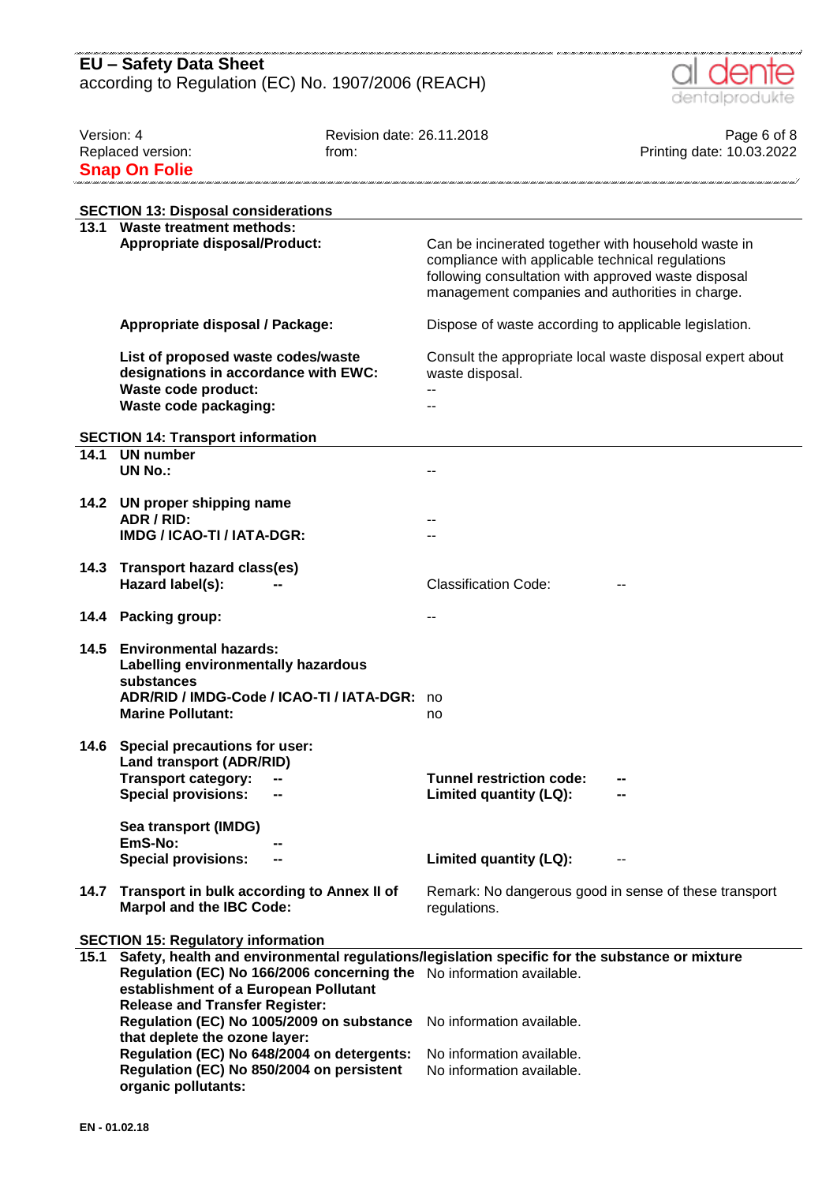## SECTION 13: Disposal considerations

**13.1 Waste treatment methods:**

| | |
|---|---|
| **Appropriate disposal/Product:** | Can be incinerated together with household waste in compliance with applicable technical regulations following consultation with approved waste disposal management companies and authorities in charge. |
| **Appropriate disposal / Package:** | Dispose of waste according to applicable legislation. |
| **List of proposed waste codes/waste designations in accordance with EWC:** | Consult the appropriate local waste disposal expert about waste disposal. |
| **Waste code product:** | -- |
| **Waste code packaging:** | -- |

## SECTION 14: Transport information

**14.1 UN number**

| | |
|---|---|
| **UN No.:** | -- |

**14.2 UN proper shipping name**

| | |
|---|---|
| **ADR / RID:** | -- |
| **IMDG / ICAO-TI / IATA-DGR:** | -- |

**14.3 Transport hazard class(es)**

| | | | |
|---|---|---|---|
| **Hazard label(s):** | **--** | Classification Code: | -- |

**14.4 Packing group:** --

**14.5 Environmental hazards:**

| | |
|---|---|
| **Labelling environmentally hazardous substances** | |
| **ADR/RID / IMDG-Code / ICAO-TI / IATA-DGR:** | no |
| **Marine Pollutant:** | no |

**14.6 Special precautions for user:**

**Land transport (ADR/RID)**

| | | | |
|---|---|---|---|
| **Transport category:** | **--** | **Tunnel restriction code:** | **--** |
| **Special provisions:** | **--** | **Limited quantity (LQ):** | **--** |

**Sea transport (IMDG)**

| | | | |
|---|---|---|---|
| **EmS-No:** | **--** | | |
| **Special provisions:** | **--** | **Limited quantity (LQ):** | -- |

**14.7 Transport in bulk according to Annex II of Marpol and the IBC Code:** Remark: No dangerous good in sense of these transport regulations.

## SECTION 15: Regulatory information

**15.1 Safety, health and environmental regulations/legislation specific for the substance or mixture**

| | |
|---|---|
| **Regulation (EC) No 166/2006 concerning the establishment of a European Pollutant Release and Transfer Register:** | No information available. |
| **Regulation (EC) No 1005/2009 on substance that deplete the ozone layer:** | No information available. |
| **Regulation (EC) No 648/2004 on detergents:** | No information available. |
| **Regulation (EC) No 850/2004 on persistent organic pollutants:** | No information available. |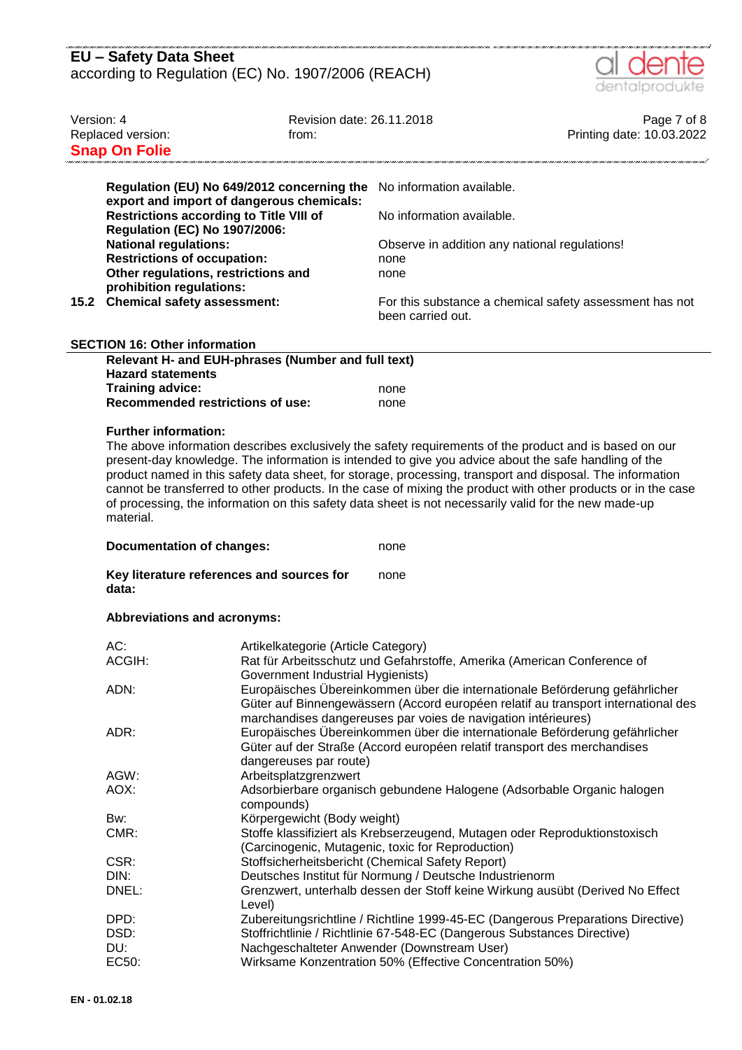| | |
|---|---|
| **Regulation (EU) No 649/2012 concerning the export and import of dangerous chemicals:** | No information available. |
| **Restrictions according to Title VIII of Regulation (EC) No 1907/2006:** | No information available. |
| **National regulations:** | Observe in addition any national regulations! |
| **Restrictions of occupation:** | none |
| **Other regulations, restrictions and prohibition regulations:** | none |
| **15.2 Chemical safety assessment:** | For this substance a chemical safety assessment has not been carried out. |

## SECTION 16: Other information

**Relevant H- and EUH-phrases (Number and full text)**

**Hazard statements**

| | |
|---|---|
| **Training advice:** | none |
| **Recommended restrictions of use:** | none |

**Further information:**

The above information describes exclusively the safety requirements of the product and is based on our present-day knowledge. The information is intended to give you advice about the safe handling of the product named in this safety data sheet, for storage, processing, transport and disposal. The information cannot be transferred to other products. In the case of mixing the product with other products or in the case of processing, the information on this safety data sheet is not necessarily valid for the new made-up material.

| | |
|---|---|
| **Documentation of changes:** | none |
| **Key literature references and sources for data:** | none |

**Abbreviations and acronyms:**

| | |
|---|---|
| AC: | Artikelkategorie (Article Category) |
| ACGIH: | Rat für Arbeitsschutz und Gefahrstoffe, Amerika (American Conference of Government Industrial Hygienists) |
| ADN: | Europäisches Übereinkommen über die internationale Beförderung gefährlicher Güter auf Binnengewässern (Accord européen relatif au transport international des marchandises dangereuses par voies de navigation intérieures) |
| ADR: | Europäisches Übereinkommen über die internationale Beförderung gefährlicher Güter auf der Straße (Accord européen relatif transport des merchandises dangereuses par route) |
| AGW: | Arbeitsplatzgrenzwert |
| AOX: | Adsorbierbare organisch gebundene Halogene (Adsorbable Organic halogen compounds) |
| Bw: | Körpergewicht (Body weight) |
| CMR: | Stoffe klassifiziert als Krebserzeugend, Mutagen oder Reproduktionstoxisch (Carcinogenic, Mutagenic, toxic for Reproduction) |
| CSR: | Stoffsicherheitsbericht (Chemical Safety Report) |
| DIN: | Deutsches Institut für Normung / Deutsche Industrienorm |
| DNEL: | Grenzwert, unterhalb dessen der Stoff keine Wirkung ausübt (Derived No Effect Level) |
| DPD: | Zubereitungsrichtline / Richtlinie 1999-45-EC (Dangerous Preparations Directive) |
| DSD: | Stoffrichtlinie / Richtlinie 67-548-EC (Dangerous Substances Directive) |
| DU: | Nachgeschalteter Anwender (Downstream User) |
| EC50: | Wirksame Konzentration 50% (Effective Concentration 50%) |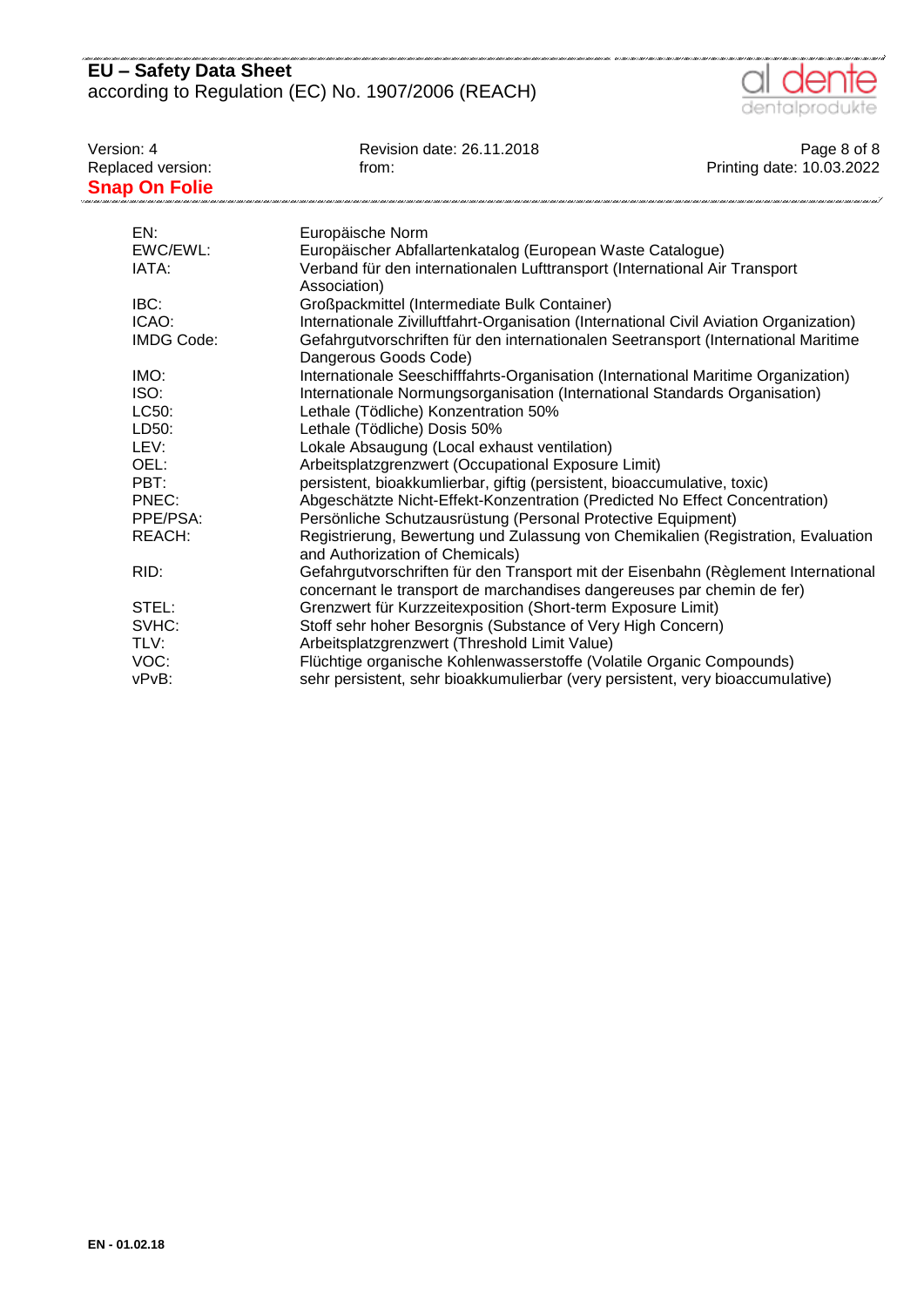| | |
|---|---|
| EN: | Europäische Norm |
| EWC/EWL: | Europäischer Abfallartenkatalog (European Waste Catalogue) |
| IATA: | Verband für den internationalen Lufttransport (International Air Transport Association) |
| IBC: | Großpackmittel (Intermediate Bulk Container) |
| ICAO: | Internationale Zivilluftfahrt-Organisation (International Civil Aviation Organization) |
| IMDG Code: | Gefahrgutvorschriften für den internationalen Seetransport (International Maritime Dangerous Goods Code) |
| IMO: | Internationale Seeschifffahrts-Organisation (International Maritime Organization) |
| ISO: | Internationale Normungsorganisation (International Standards Organisation) |
| LC50: | Lethale (Tödliche) Konzentration 50% |
| LD50: | Lethale (Tödliche) Dosis 50% |
| LEV: | Lokale Absaugung (Local exhaust ventilation) |
| OEL: | Arbeitsplatzgrenzwert (Occupational Exposure Limit) |
| PBT: | persistent, bioakkumlierbar, giftig (persistent, bioaccumulative, toxic) |
| PNEC: | Abgeschätzte Nicht-Effekt-Konzentration (Predicted No Effect Concentration) |
| PPE/PSA: | Persönliche Schutzausrüstung (Personal Protective Equipment) |
| REACH: | Registrierung, Bewertung und Zulassung von Chemikalien (Registration, Evaluation and Authorization of Chemicals) |
| RID: | Gefahrgutvorschriften für den Transport mit der Eisenbahn (Règlement International concernant le transport de marchandises dangereuses par chemin de fer) |
| STEL: | Grenzwert für Kurzzeitexposition (Short-term Exposure Limit) |
| SVHC: | Stoff sehr hoher Besorgnis (Substance of Very High Concern) |
| TLV: | Arbeitsplatzgrenzwert (Threshold Limit Value) |
| VOC: | Flüchtige organische Kohlenwasserstoffe (Volatile Organic Compounds) |
| vPvB: | sehr persistent, sehr bioakkumulierbar (very persistent, very bioaccumulative) |